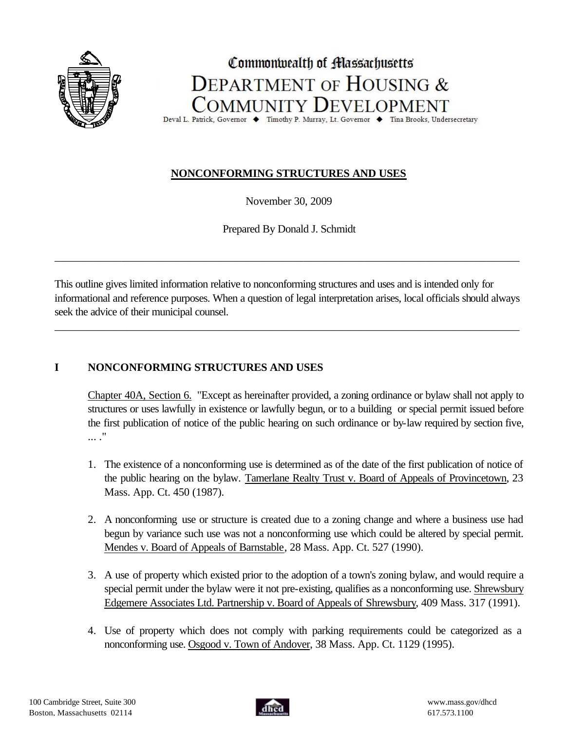Commonwealth of Massachusetts
DEPARTMENT OF HOUSING & COMMUNITY DEVELOPMENT

Deval L. Patrick, Governor ◆ Timothy P. Murray, Lt. Governor ◆ Tina Brooks, Undersecretary

# NONCONFORMING STRUCTURES AND USES

November 30, 2009

Prepared By Donald J. Schmidt

---

This outline gives limited information relative to nonconforming structures and uses and is intended only for informational and reference purposes. When a question of legal interpretation arises, local officials should always seek the advice of their municipal counsel.

---

## I NONCONFORMING STRUCTURES AND USES

Chapter 40A, Section 6. "Except as hereinafter provided, a zoning ordinance or bylaw shall not apply to structures or uses lawfully in existence or lawfully begun, or to a building or special permit issued before the first publication of notice of the public hearing on such ordinance or by-law required by section five, ... ."

1. The existence of a nonconforming use is determined as of the date of the first publication of notice of the public hearing on the bylaw. Tamerlane Realty Trust v. Board of Appeals of Provincetown, 23 Mass. App. Ct. 450 (1987).

2. A nonconforming use or structure is created due to a zoning change and where a business use had begun by variance such use was not a nonconforming use which could be altered by special permit. Mendes v. Board of Appeals of Barnstable, 28 Mass. App. Ct. 527 (1990).

3. A use of property which existed prior to the adoption of a town's zoning bylaw, and would require a special permit under the bylaw were it not pre-existing, qualifies as a nonconforming use. Shrewsbury Edgemere Associates Ltd. Partnership v. Board of Appeals of Shrewsbury, 409 Mass. 317 (1991).

4. Use of property which does not comply with parking requirements could be categorized as a nonconforming use. Osgood v. Town of Andover, 38 Mass. App. Ct. 1129 (1995).

100 Cambridge Street, Suite 300
Boston, Massachusetts 02114

www.mass.gov/dhcd
617.573.1100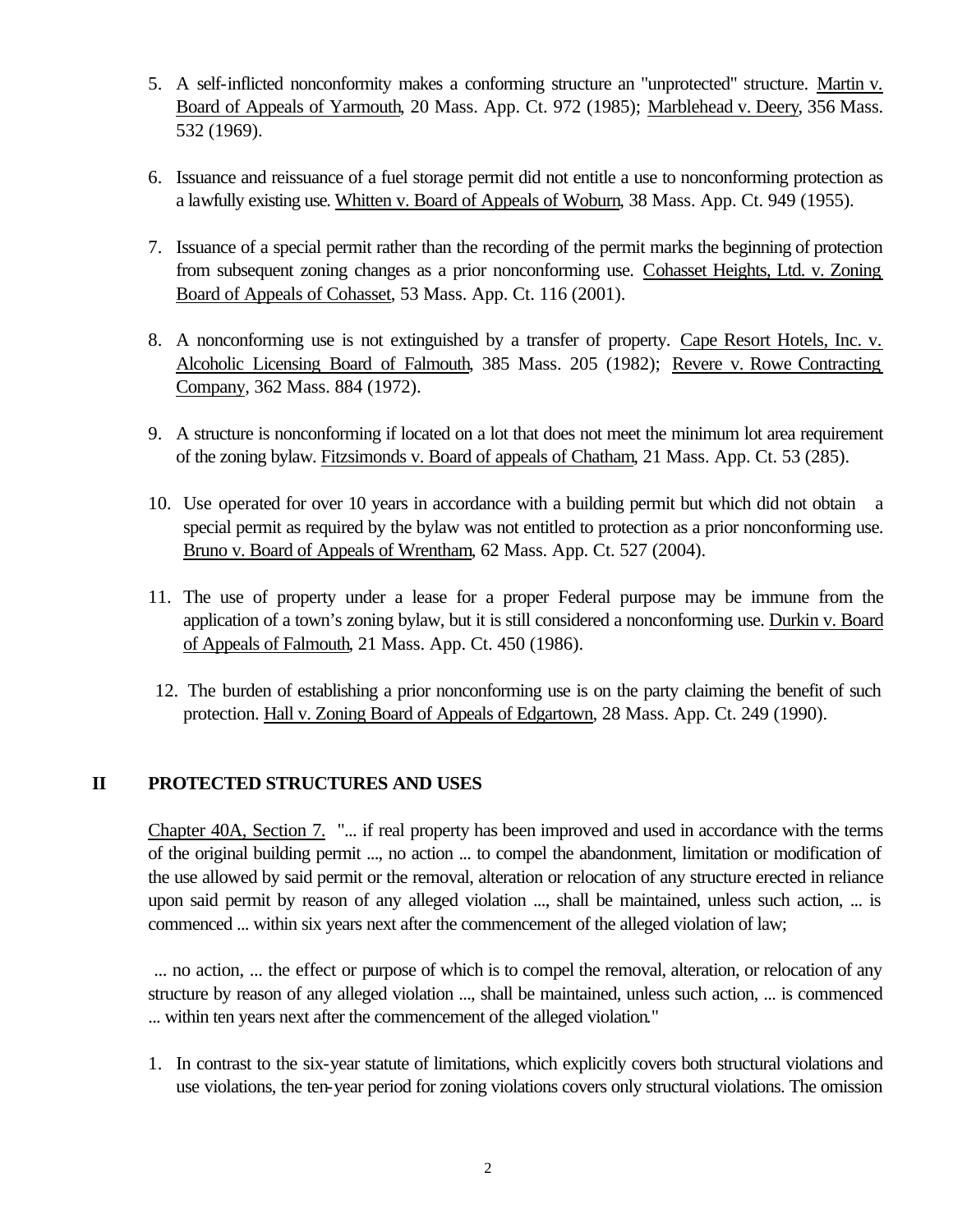5. A self-inflicted nonconformity makes a conforming structure an "unprotected" structure. Martin v. Board of Appeals of Yarmouth, 20 Mass. App. Ct. 972 (1985); Marblehead v. Deery, 356 Mass. 532 (1969).

6. Issuance and reissuance of a fuel storage permit did not entitle a use to nonconforming protection as a lawfully existing use. Whitten v. Board of Appeals of Woburn, 38 Mass. App. Ct. 949 (1955).

7. Issuance of a special permit rather than the recording of the permit marks the beginning of protection from subsequent zoning changes as a prior nonconforming use. Cohasset Heights, Ltd. v. Zoning Board of Appeals of Cohasset, 53 Mass. App. Ct. 116 (2001).

8. A nonconforming use is not extinguished by a transfer of property. Cape Resort Hotels, Inc. v. Alcoholic Licensing Board of Falmouth, 385 Mass. 205 (1982); Revere v. Rowe Contracting Company, 362 Mass. 884 (1972).

9. A structure is nonconforming if located on a lot that does not meet the minimum lot area requirement of the zoning bylaw. Fitzsimonds v. Board of appeals of Chatham, 21 Mass. App. Ct. 53 (285).

10. Use operated for over 10 years in accordance with a building permit but which did not obtain a special permit as required by the bylaw was not entitled to protection as a prior nonconforming use. Bruno v. Board of Appeals of Wrentham, 62 Mass. App. Ct. 527 (2004).

11. The use of property under a lease for a proper Federal purpose may be immune from the application of a town's zoning bylaw, but it is still considered a nonconforming use. Durkin v. Board of Appeals of Falmouth, 21 Mass. App. Ct. 450 (1986).

12. The burden of establishing a prior nonconforming use is on the party claiming the benefit of such protection. Hall v. Zoning Board of Appeals of Edgartown, 28 Mass. App. Ct. 249 (1990).

## II PROTECTED STRUCTURES AND USES

Chapter 40A, Section 7. "... if real property has been improved and used in accordance with the terms of the original building permit ..., no action ... to compel the abandonment, limitation or modification of the use allowed by said permit or the removal, alteration or relocation of any structure erected in reliance upon said permit by reason of any alleged violation ..., shall be maintained, unless such action, ... is commenced ... within six years next after the commencement of the alleged violation of law;

... no action, ... the effect or purpose of which is to compel the removal, alteration, or relocation of any structure by reason of any alleged violation ..., shall be maintained, unless such action, ... is commenced ... within ten years next after the commencement of the alleged violation."

1. In contrast to the six-year statute of limitations, which explicitly covers both structural violations and use violations, the ten-year period for zoning violations covers only structural violations. The omission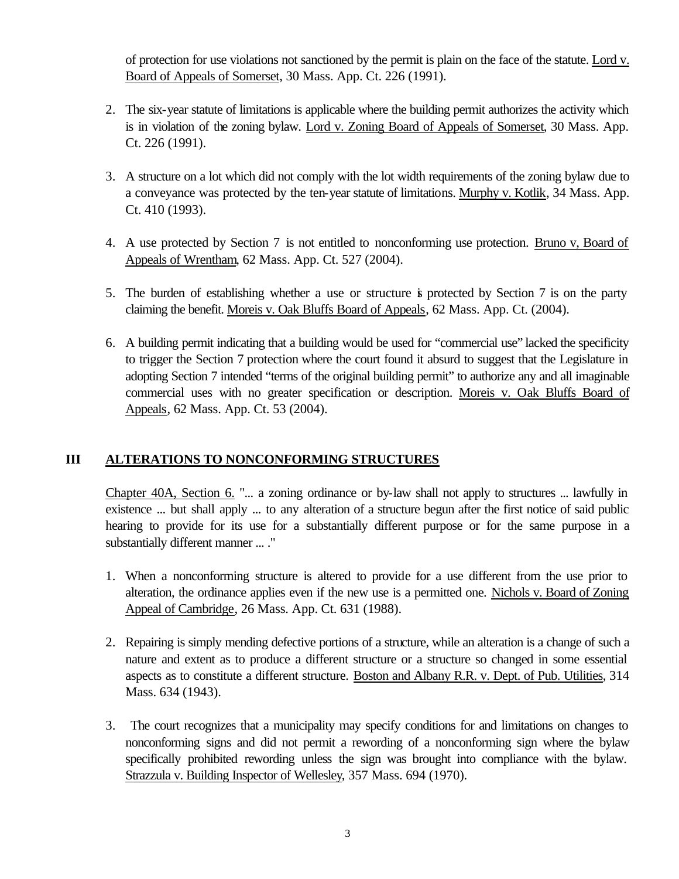of protection for use violations not sanctioned by the permit is plain on the face of the statute. Lord v. Board of Appeals of Somerset, 30 Mass. App. Ct. 226 (1991).

2. The six-year statute of limitations is applicable where the building permit authorizes the activity which is in violation of the zoning bylaw. Lord v. Zoning Board of Appeals of Somerset, 30 Mass. App. Ct. 226 (1991).

3. A structure on a lot which did not comply with the lot width requirements of the zoning bylaw due to a conveyance was protected by the ten-year statute of limitations. Murphy v. Kotlik, 34 Mass. App. Ct. 410 (1993).

4. A use protected by Section 7 is not entitled to nonconforming use protection. Bruno v, Board of Appeals of Wrentham, 62 Mass. App. Ct. 527 (2004).

5. The burden of establishing whether a use or structure is protected by Section 7 is on the party claiming the benefit. Moreis v. Oak Bluffs Board of Appeals, 62 Mass. App. Ct. (2004).

6. A building permit indicating that a building would be used for "commercial use" lacked the specificity to trigger the Section 7 protection where the court found it absurd to suggest that the Legislature in adopting Section 7 intended "terms of the original building permit" to authorize any and all imaginable commercial uses with no greater specification or description. Moreis v. Oak Bluffs Board of Appeals, 62 Mass. App. Ct. 53 (2004).

## III ALTERATIONS TO NONCONFORMING STRUCTURES

Chapter 40A, Section 6. "... a zoning ordinance or by-law shall not apply to structures ... lawfully in existence ... but shall apply ... to any alteration of a structure begun after the first notice of said public hearing to provide for its use for a substantially different purpose or for the same purpose in a substantially different manner ... ."

1. When a nonconforming structure is altered to provide for a use different from the use prior to alteration, the ordinance applies even if the new use is a permitted one. Nichols v. Board of Zoning Appeal of Cambridge, 26 Mass. App. Ct. 631 (1988).

2. Repairing is simply mending defective portions of a structure, while an alteration is a change of such a nature and extent as to produce a different structure or a structure so changed in some essential aspects as to constitute a different structure. Boston and Albany R.R. v. Dept. of Pub. Utilities, 314 Mass. 634 (1943).

3. The court recognizes that a municipality may specify conditions for and limitations on changes to nonconforming signs and did not permit a rewording of a nonconforming sign where the bylaw specifically prohibited rewording unless the sign was brought into compliance with the bylaw. Strazzula v. Building Inspector of Wellesley, 357 Mass. 694 (1970).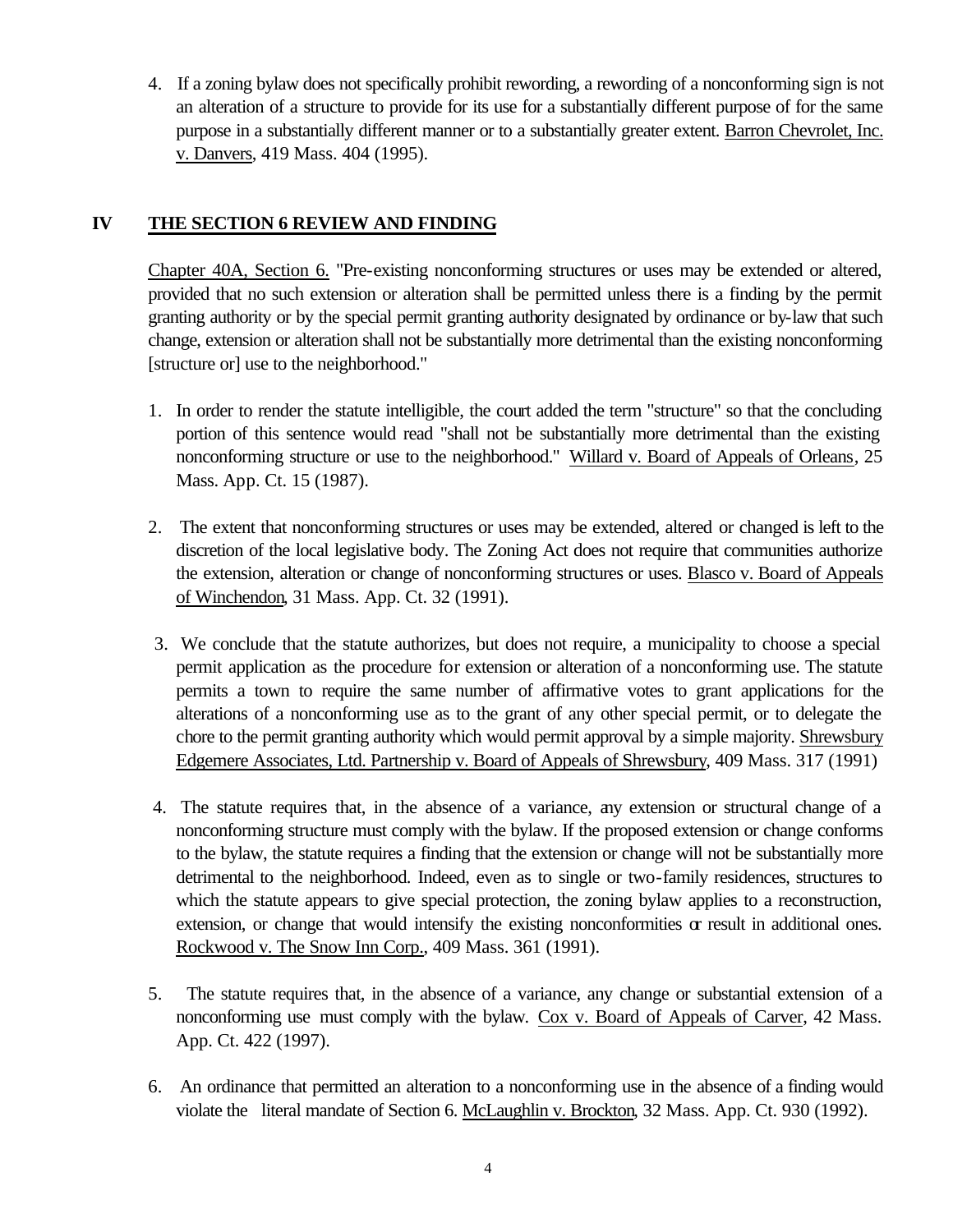4. If a zoning bylaw does not specifically prohibit rewording, a rewording of a nonconforming sign is not an alteration of a structure to provide for its use for a substantially different purpose of for the same purpose in a substantially different manner or to a substantially greater extent. Barron Chevrolet, Inc. v. Danvers, 419 Mass. 404 (1995).

## IV THE SECTION 6 REVIEW AND FINDING

Chapter 40A, Section 6. "Pre-existing nonconforming structures or uses may be extended or altered, provided that no such extension or alteration shall be permitted unless there is a finding by the permit granting authority or by the special permit granting authority designated by ordinance or by-law that such change, extension or alteration shall not be substantially more detrimental than the existing nonconforming [structure or] use to the neighborhood."

1. In order to render the statute intelligible, the court added the term "structure" so that the concluding portion of this sentence would read "shall not be substantially more detrimental than the existing nonconforming structure or use to the neighborhood." Willard v. Board of Appeals of Orleans, 25 Mass. App. Ct. 15 (1987).

2. The extent that nonconforming structures or uses may be extended, altered or changed is left to the discretion of the local legislative body. The Zoning Act does not require that communities authorize the extension, alteration or change of nonconforming structures or uses. Blasco v. Board of Appeals of Winchendon, 31 Mass. App. Ct. 32 (1991).

3. We conclude that the statute authorizes, but does not require, a municipality to choose a special permit application as the procedure for extension or alteration of a nonconforming use. The statute permits a town to require the same number of affirmative votes to grant applications for the alterations of a nonconforming use as to the grant of any other special permit, or to delegate the chore to the permit granting authority which would permit approval by a simple majority. Shrewsbury Edgemere Associates, Ltd. Partnership v. Board of Appeals of Shrewsbury, 409 Mass. 317 (1991)

4. The statute requires that, in the absence of a variance, any extension or structural change of a nonconforming structure must comply with the bylaw. If the proposed extension or change conforms to the bylaw, the statute requires a finding that the extension or change will not be substantially more detrimental to the neighborhood. Indeed, even as to single or two-family residences, structures to which the statute appears to give special protection, the zoning bylaw applies to a reconstruction, extension, or change that would intensify the existing nonconformities or result in additional ones. Rockwood v. The Snow Inn Corp., 409 Mass. 361 (1991).

5. The statute requires that, in the absence of a variance, any change or substantial extension of a nonconforming use must comply with the bylaw. Cox v. Board of Appeals of Carver, 42 Mass. App. Ct. 422 (1997).

6. An ordinance that permitted an alteration to a nonconforming use in the absence of a finding would violate the literal mandate of Section 6. McLaughlin v. Brockton, 32 Mass. App. Ct. 930 (1992).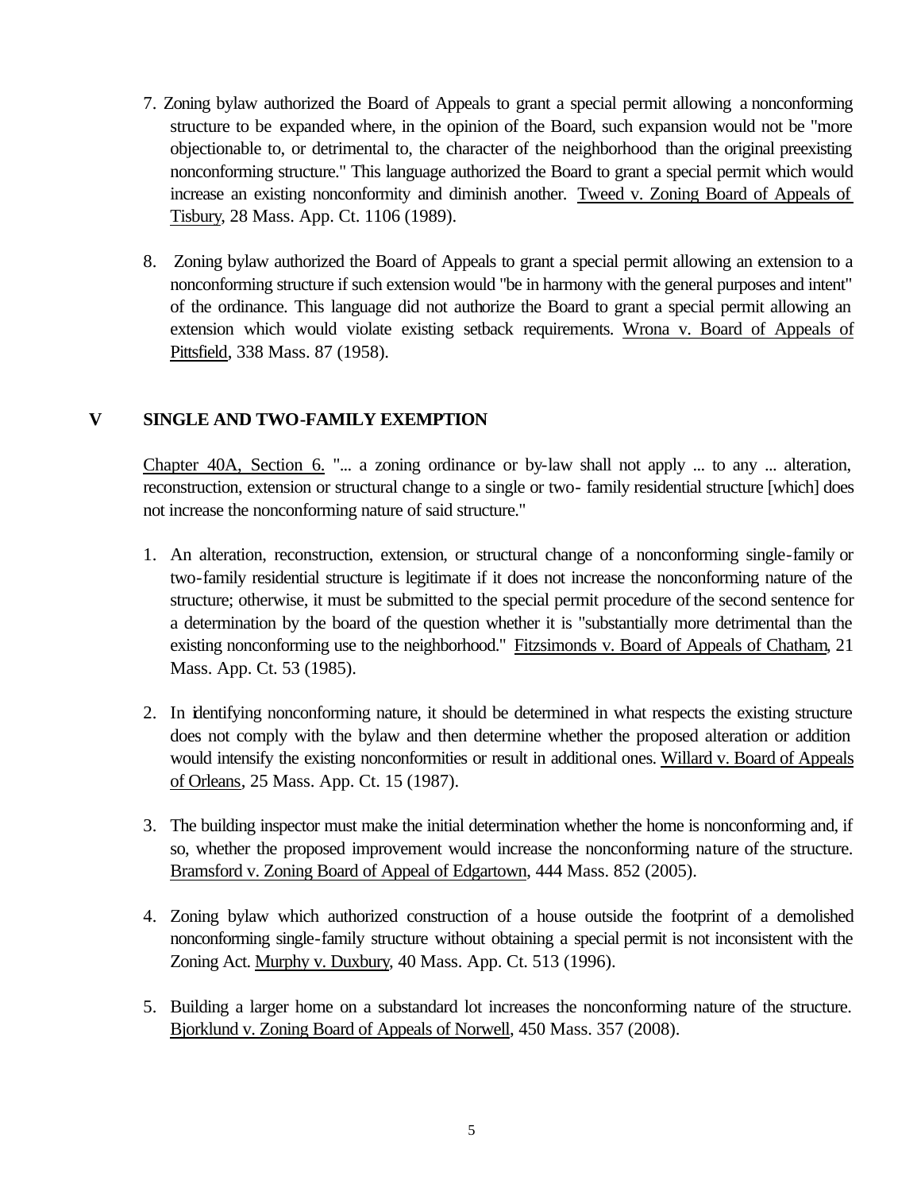7. Zoning bylaw authorized the Board of Appeals to grant a special permit allowing a nonconforming structure to be expanded where, in the opinion of the Board, such expansion would not be "more objectionable to, or detrimental to, the character of the neighborhood than the original preexisting nonconforming structure." This language authorized the Board to grant a special permit which would increase an existing nonconformity and diminish another. Tweed v. Zoning Board of Appeals of Tisbury, 28 Mass. App. Ct. 1106 (1989).

8. Zoning bylaw authorized the Board of Appeals to grant a special permit allowing an extension to a nonconforming structure if such extension would "be in harmony with the general purposes and intent" of the ordinance. This language did not authorize the Board to grant a special permit allowing an extension which would violate existing setback requirements. Wrona v. Board of Appeals of Pittsfield, 338 Mass. 87 (1958).

## V SINGLE AND TWO-FAMILY EXEMPTION

Chapter 40A, Section 6. "... a zoning ordinance or by-law shall not apply ... to any ... alteration, reconstruction, extension or structural change to a single or two- family residential structure [which] does not increase the nonconforming nature of said structure."

1. An alteration, reconstruction, extension, or structural change of a nonconforming single-family or two-family residential structure is legitimate if it does not increase the nonconforming nature of the structure; otherwise, it must be submitted to the special permit procedure of the second sentence for a determination by the board of the question whether it is "substantially more detrimental than the existing nonconforming use to the neighborhood." Fitzsimonds v. Board of Appeals of Chatham, 21 Mass. App. Ct. 53 (1985).

2. In identifying nonconforming nature, it should be determined in what respects the existing structure does not comply with the bylaw and then determine whether the proposed alteration or addition would intensify the existing nonconformities or result in additional ones. Willard v. Board of Appeals of Orleans, 25 Mass. App. Ct. 15 (1987).

3. The building inspector must make the initial determination whether the home is nonconforming and, if so, whether the proposed improvement would increase the nonconforming nature of the structure. Bramsford v. Zoning Board of Appeal of Edgartown, 444 Mass. 852 (2005).

4. Zoning bylaw which authorized construction of a house outside the footprint of a demolished nonconforming single-family structure without obtaining a special permit is not inconsistent with the Zoning Act. Murphy v. Duxbury, 40 Mass. App. Ct. 513 (1996).

5. Building a larger home on a substandard lot increases the nonconforming nature of the structure. Bjorklund v. Zoning Board of Appeals of Norwell, 450 Mass. 357 (2008).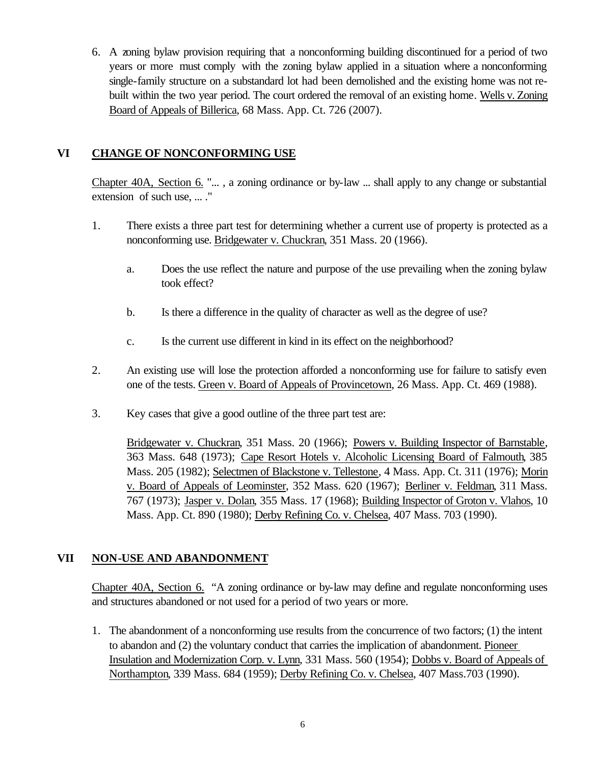6. A zoning bylaw provision requiring that a nonconforming building discontinued for a period of two years or more must comply with the zoning bylaw applied in a situation where a nonconforming single-family structure on a substandard lot had been demolished and the existing home was not re-built within the two year period. The court ordered the removal of an existing home. Wells v. Zoning Board of Appeals of Billerica, 68 Mass. App. Ct. 726 (2007).

## VI CHANGE OF NONCONFORMING USE

Chapter 40A, Section 6. "... , a zoning ordinance or by-law ... shall apply to any change or substantial extension of such use, ... ."

1. There exists a three part test for determining whether a current use of property is protected as a nonconforming use. Bridgewater v. Chuckran, 351 Mass. 20 (1966).

   a. Does the use reflect the nature and purpose of the use prevailing when the zoning bylaw took effect?

   b. Is there a difference in the quality of character as well as the degree of use?

   c. Is the current use different in kind in its effect on the neighborhood?

2. An existing use will lose the protection afforded a nonconforming use for failure to satisfy even one of the tests. Green v. Board of Appeals of Provincetown, 26 Mass. App. Ct. 469 (1988).

3. Key cases that give a good outline of the three part test are:

   Bridgewater v. Chuckran, 351 Mass. 20 (1966); Powers v. Building Inspector of Barnstable, 363 Mass. 648 (1973); Cape Resort Hotels v. Alcoholic Licensing Board of Falmouth, 385 Mass. 205 (1982); Selectmen of Blackstone v. Tellestone, 4 Mass. App. Ct. 311 (1976); Morin v. Board of Appeals of Leominster, 352 Mass. 620 (1967); Berliner v. Feldman, 311 Mass. 767 (1973); Jasper v. Dolan, 355 Mass. 17 (1968); Building Inspector of Groton v. Vlahos, 10 Mass. App. Ct. 890 (1980); Derby Refining Co. v. Chelsea, 407 Mass. 703 (1990).

## VII NON-USE AND ABANDONMENT

Chapter 40A, Section 6. "A zoning ordinance or by-law may define and regulate nonconforming uses and structures abandoned or not used for a period of two years or more.

1. The abandonment of a nonconforming use results from the concurrence of two factors; (1) the intent to abandon and (2) the voluntary conduct that carries the implication of abandonment. Pioneer Insulation and Modernization Corp. v. Lynn, 331 Mass. 560 (1954); Dobbs v. Board of Appeals of Northampton, 339 Mass. 684 (1959); Derby Refining Co. v. Chelsea, 407 Mass.703 (1990).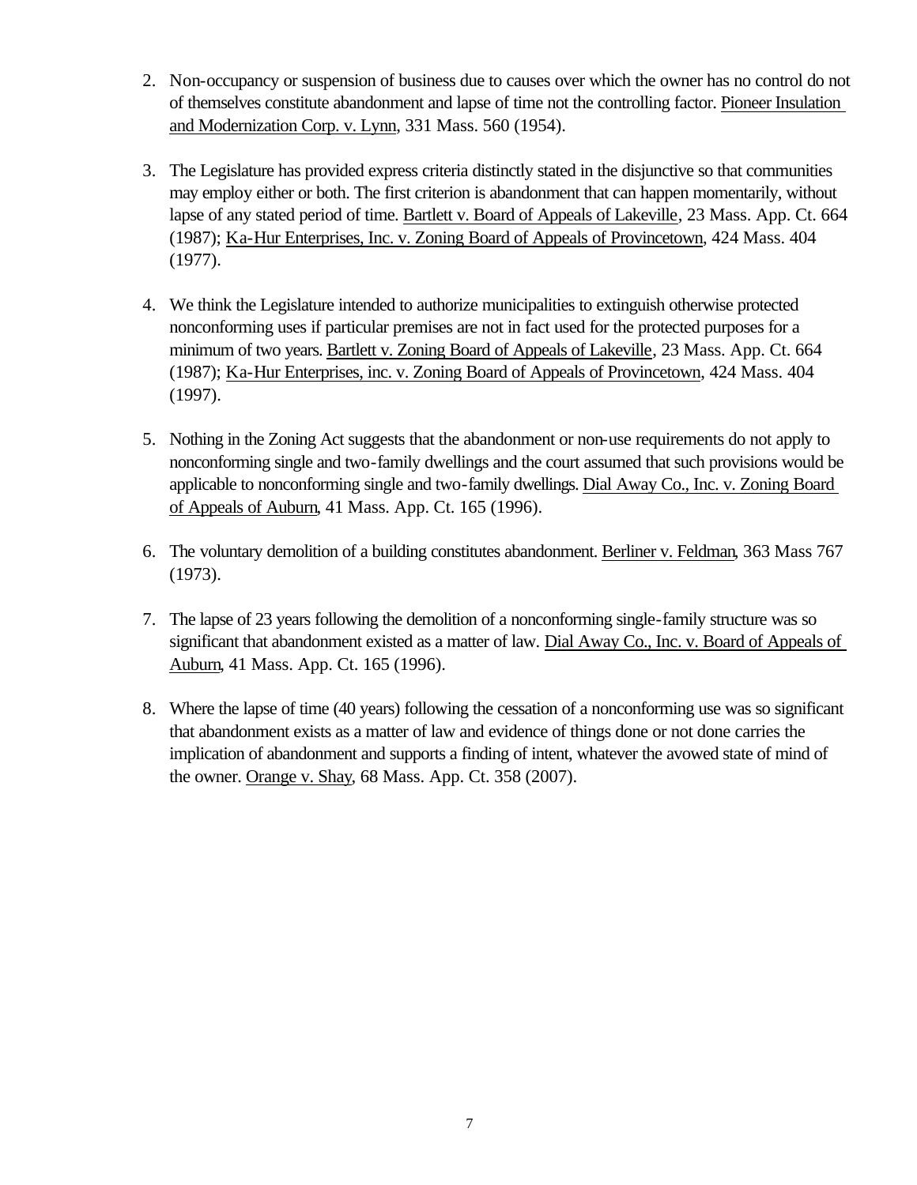2. Non-occupancy or suspension of business due to causes over which the owner has no control do not of themselves constitute abandonment and lapse of time not the controlling factor. Pioneer Insulation and Modernization Corp. v. Lynn, 331 Mass. 560 (1954).

3. The Legislature has provided express criteria distinctly stated in the disjunctive so that communities may employ either or both. The first criterion is abandonment that can happen momentarily, without lapse of any stated period of time. Bartlett v. Board of Appeals of Lakeville, 23 Mass. App. Ct. 664 (1987); Ka-Hur Enterprises, Inc. v. Zoning Board of Appeals of Provincetown, 424 Mass. 404 (1977).

4. We think the Legislature intended to authorize municipalities to extinguish otherwise protected nonconforming uses if particular premises are not in fact used for the protected purposes for a minimum of two years. Bartlett v. Zoning Board of Appeals of Lakeville, 23 Mass. App. Ct. 664 (1987); Ka-Hur Enterprises, inc. v. Zoning Board of Appeals of Provincetown, 424 Mass. 404 (1997).

5. Nothing in the Zoning Act suggests that the abandonment or non-use requirements do not apply to nonconforming single and two-family dwellings and the court assumed that such provisions would be applicable to nonconforming single and two-family dwellings. Dial Away Co., Inc. v. Zoning Board of Appeals of Auburn, 41 Mass. App. Ct. 165 (1996).

6. The voluntary demolition of a building constitutes abandonment. Berliner v. Feldman, 363 Mass 767 (1973).

7. The lapse of 23 years following the demolition of a nonconforming single-family structure was so significant that abandonment existed as a matter of law. Dial Away Co., Inc. v. Board of Appeals of Auburn, 41 Mass. App. Ct. 165 (1996).

8. Where the lapse of time (40 years) following the cessation of a nonconforming use was so significant that abandonment exists as a matter of law and evidence of things done or not done carries the implication of abandonment and supports a finding of intent, whatever the avowed state of mind of the owner. Orange v. Shay, 68 Mass. App. Ct. 358 (2007).